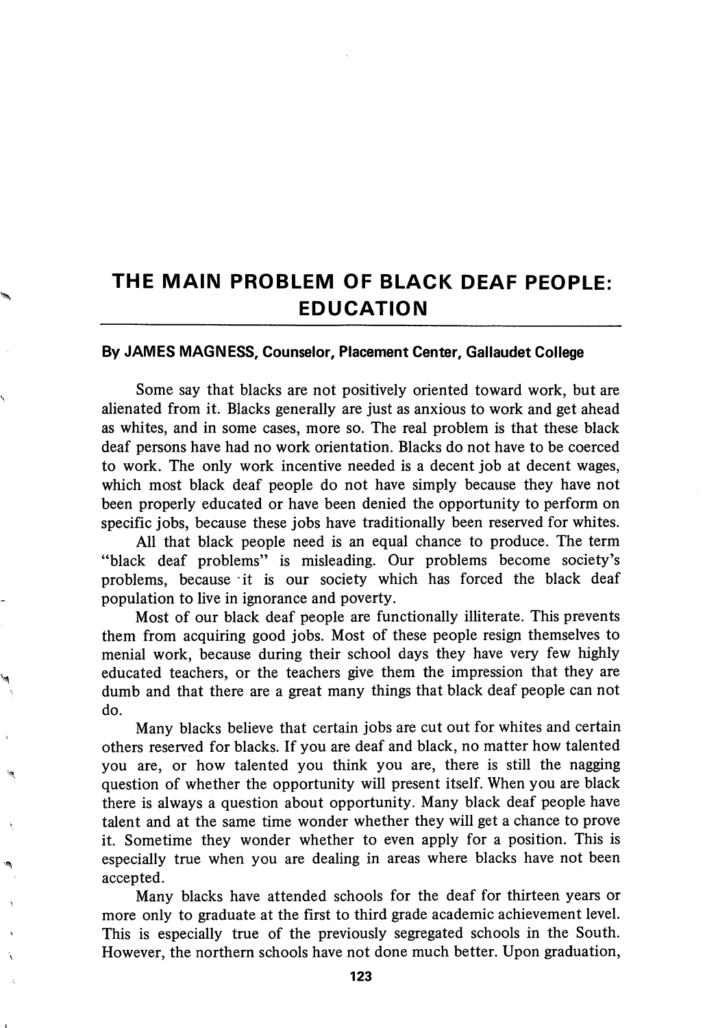# THE MAIN PROBLEM OF BLACK DEAF PEOPLE: EDUCATION

**By JAMES MAGNESS, Counselor, Placement Center, Gallaudet College**

Some say that blacks are not positively oriented toward work, but are alienated from it. Blacks generally are just as anxious to work and get ahead as whites, and in some cases, more so. The real problem is that these black deaf persons have had no work orientation. Blacks do not have to be coerced to work. The only work incentive needed is a decent job at decent wages, which most black deaf people do not have simply because they have not been properly educated or have been denied the opportunity to perform on specific jobs, because these jobs have traditionally been reserved for whites.

All that black people need is an equal chance to produce. The term "black deaf problems" is misleading. Our problems become society's problems, because it is our society which has forced the black deaf population to live in ignorance and poverty.

Most of our black deaf people are functionally illiterate. This prevents them from acquiring good jobs. Most of these people resign themselves to menial work, because during their school days they have very few highly educated teachers, or the teachers give them the impression that they are dumb and that there are a great many things that black deaf people can not do.

Many blacks believe that certain jobs are cut out for whites and certain others reserved for blacks. If you are deaf and black, no matter how talented you are, or how talented you think you are, there is still the nagging question of whether the opportunity will present itself. When you are black there is always a question about opportunity. Many black deaf people have talent and at the same time wonder whether they will get a chance to prove it. Sometime they wonder whether to even apply for a position. This is especially true when you are dealing in areas where blacks have not been accepted.

Many blacks have attended schools for the deaf for thirteen years or more only to graduate at the first to third grade academic achievement level. This is especially true of the previously segregated schools in the South. However, the northern schools have not done much better. Upon graduation,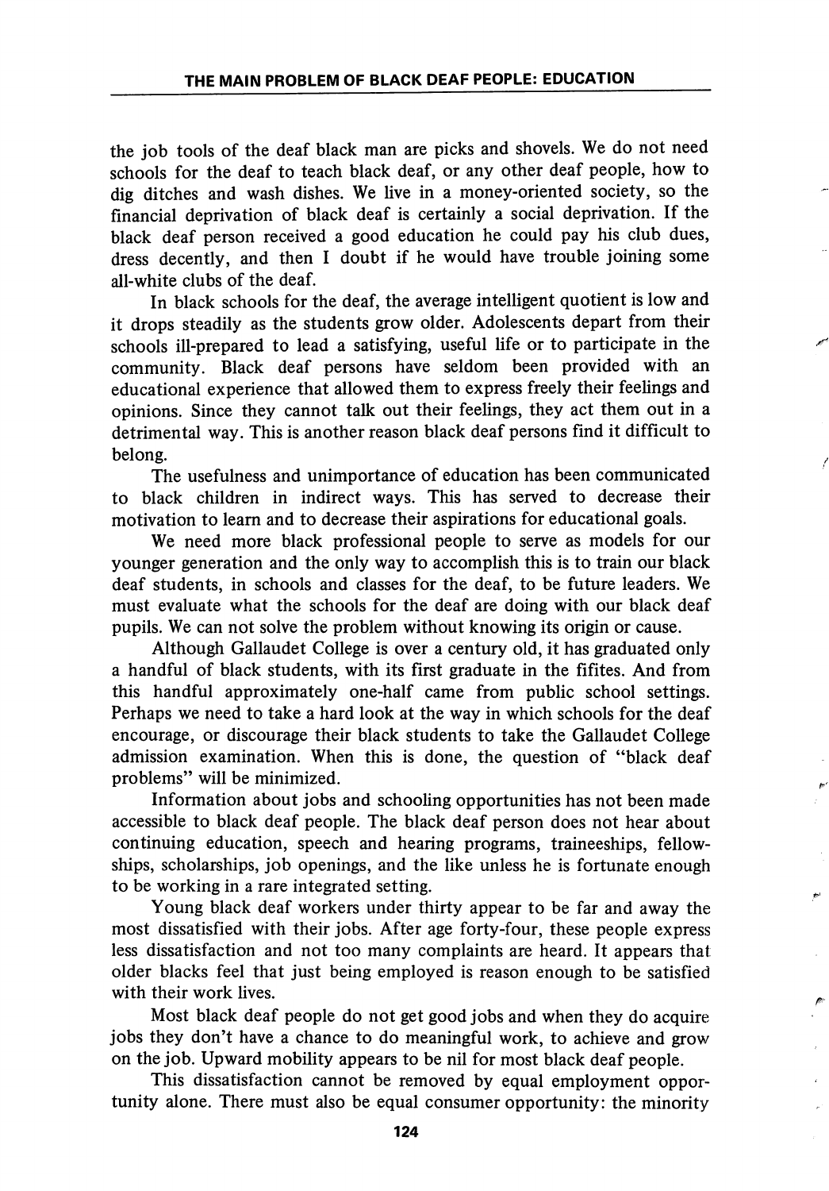the job tools of the deaf black man are picks and shovels. We do not need schools for the deaf to teach black deaf, or any other deaf people, how to dig ditches and wash dishes. We live in a money-oriented society, so the financial deprivation of black deaf is certainly a social deprivation. If the black deaf person received a good education he could pay his club dues, dress decently, and then I doubt if he would have trouble joining some all-white clubs of the deaf.

In black schools for the deaf, the average intelligent quotient is low and it drops steadily as the students grow older. Adolescents depart from their schools ill-prepared to lead a satisfying, useful life or to participate in the community. Black deaf persons have seldom been provided with an educational experience that allowed them to express freely their feelings and opinions. Since they cannot talk out their feelings, they act them out in a detrimental way. This is another reason black deaf persons find it difficult to belong.

The usefulness and unimportance of education has been communicated to black children in indirect ways. This has served to decrease their motivation to learn and to decrease their aspirations for educational goals.

We need more black professional people to serve as models for our younger generation and the only way to accomplish this is to train our black deaf students, in schools and classes for the deaf, to be future leaders. We must evaluate what the schools for the deaf are doing with our black deaf pupils. We can not solve the problem without knowing its origin or cause.

Although Gallaudet College is over a century old, it has graduated only a handful of black students, with its first graduate in the fifites. And from this handful approximately one-half came from public school settings. Perhaps we need to take a hard look at the way in which schools for the deaf encourage, or discourage their black students to take the Gallaudet College admission examination. When this is done, the question of "black deaf problems" will be minimized.

Information about jobs and schooling opportunities has not been made accessible to black deaf people. The black deaf person does not hear about continuing education, speech and hearing programs, traineeships, fellowships, scholarships, job openings, and the like unless he is fortunate enough to be working in a rare integrated setting.

Young black deaf workers under thirty appear to be far and away the most dissatisfied with their jobs. After age forty-four, these people express less dissatisfaction and not too many complaints are heard. It appears that older blacks feel that just being employed is reason enough to be satisfied with their work lives.

Most black deaf people do not get good jobs and when they do acquire jobs they don't have a chance to do meaningful work, to achieve and grow on the job. Upward mobility appears to be nil for most black deaf people.

This dissatisfaction cannot be removed by equal employment opportunity alone. There must also be equal consumer opportunity: the minority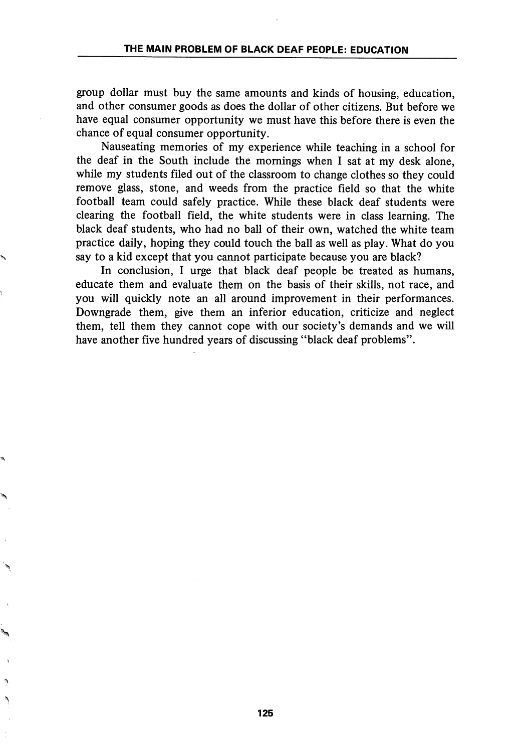group dollar must buy the same amounts and kinds of housing, education, and other consumer goods as does the dollar of other citizens. But before we have equal consumer opportunity we must have this before there is even the chance of equal consumer opportunity.

Nauseating memories of my experience while teaching in a school for the deaf in the South include the mornings when I sat at my desk alone, while my students filed out of the classroom to change clothes so they could remove glass, stone, and weeds from the practice field so that the white football team could safely practice. While these black deaf students were clearing the football field, the white students were in class learning. The black deaf students, who had no ball of their own, watched the white team practice daily, hoping they could touch the ball as well as play. What do you say to a kid except that you cannot participate because you are black?

In conclusion, I urge that black deaf people be treated as humans, educate them and evaluate them on the basis of their skills, not race, and you will quickly note an all around improvement in their performances. Downgrade them, give them an inferior education, criticize and neglect them, tell them they cannot cope with our society's demands and we will have another five hundred years of discussing "black deaf problems".